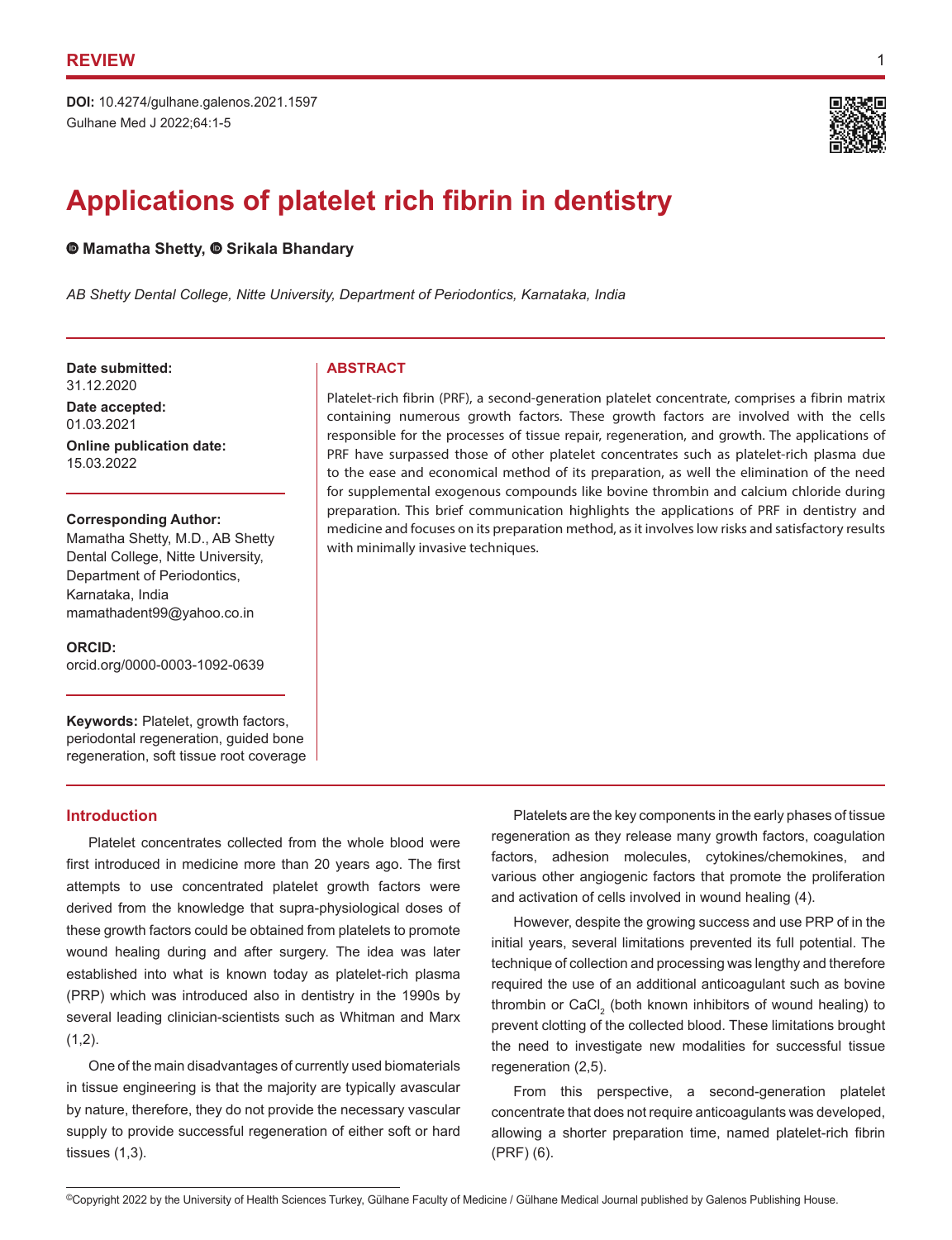REVIEW

DOI: 10.4274/gulhane.galenos.2021.1597

# Applications of platelet rich fibrin in dentistry

**Mamatha Shetty, Srikala Bhandary**

*AB Shetty Dental College, Nitte University, Department of Periodontics, Karnataka, India*

**Date submitted:**
31.12.2020

**Date accepted:**
01.03.2021

**Online publication date:**
15.03.2022

**Corresponding Author:**
Mamatha Shetty, M.D., AB Shetty Dental College, Nitte University, Department of Periodontics, Karnataka, India
mamathadent99@yahoo.co.in

**ORCID:**
orcid.org/0000-0003-1092-0639

**Keywords:** Platelet, growth factors, periodontal regeneration, guided bone regeneration, soft tissue root coverage

## ABSTRACT

Platelet-rich fibrin (PRF), a second-generation platelet concentrate, comprises a fibrin matrix containing numerous growth factors. These growth factors are involved with the cells responsible for the processes of tissue repair, regeneration, and growth. The applications of PRF have surpassed those of other platelet concentrates such as platelet-rich plasma due to the ease and economical method of its preparation, as well the elimination of the need for supplemental exogenous compounds like bovine thrombin and calcium chloride during preparation. This brief communication highlights the applications of PRF in dentistry and medicine and focuses on its preparation method, as it involves low risks and satisfactory results with minimally invasive techniques.

## Introduction

Platelet concentrates collected from the whole blood were first introduced in medicine more than 20 years ago. The first attempts to use concentrated platelet growth factors were derived from the knowledge that supra-physiological doses of these growth factors could be obtained from platelets to promote wound healing during and after surgery. The idea was later established into what is known today as platelet-rich plasma (PRP) which was introduced also in dentistry in the 1990s by several leading clinician-scientists such as Whitman and Marx (1,2).

One of the main disadvantages of currently used biomaterials in tissue engineering is that the majority are typically avascular by nature, therefore, they do not provide the necessary vascular supply to provide successful regeneration of either soft or hard tissues (1,3).

Platelets are the key components in the early phases of tissue regeneration as they release many growth factors, coagulation factors, adhesion molecules, cytokines/chemokines, and various other angiogenic factors that promote the proliferation and activation of cells involved in wound healing (4).

However, despite the growing success and use PRP of in the initial years, several limitations prevented its full potential. The technique of collection and processing was lengthy and therefore required the use of an additional anticoagulant such as bovine thrombin or $CaCl_2$ (both known inhibitors of wound healing) to prevent clotting of the collected blood. These limitations brought the need to investigate new modalities for successful tissue regeneration (2,5).

From this perspective, a second-generation platelet concentrate that does not require anticoagulants was developed, allowing a shorter preparation time, named platelet-rich fibrin (PRF) (6).

©Copyright 2022 by the University of Health Sciences Turkey, Gülhane Faculty of Medicine / Gülhane Medical Journal published by Galenos Publishing House.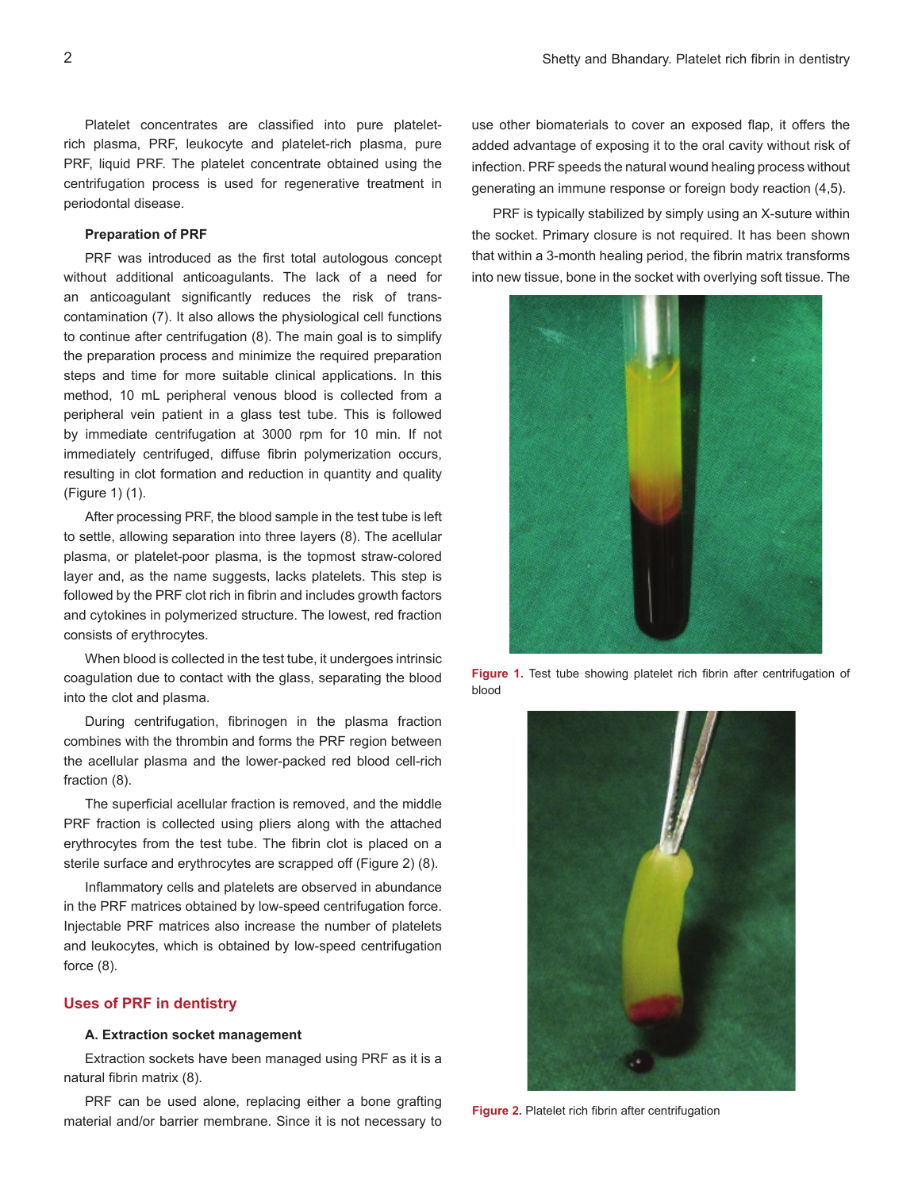Platelet concentrates are classified into pure platelet-rich plasma, PRF, leukocyte and platelet-rich plasma, pure PRF, liquid PRF. The platelet concentrate obtained using the centrifugation process is used for regenerative treatment in periodontal disease.

**Preparation of PRF**

PRF was introduced as the first total autologous concept without additional anticoagulants. The lack of a need for an anticoagulant significantly reduces the risk of trans-contamination (7). It also allows the physiological cell functions to continue after centrifugation (8). The main goal is to simplify the preparation process and minimize the required preparation steps and time for more suitable clinical applications. In this method, 10 mL peripheral venous blood is collected from a peripheral vein patient in a glass test tube. This is followed by immediate centrifugation at 3000 rpm for 10 min. If not immediately centrifuged, diffuse fibrin polymerization occurs, resulting in clot formation and reduction in quantity and quality (Figure 1) (1).

After processing PRF, the blood sample in the test tube is left to settle, allowing separation into three layers (8). The acellular plasma, or platelet-poor plasma, is the topmost straw-colored layer and, as the name suggests, lacks platelets. This step is followed by the PRF clot rich in fibrin and includes growth factors and cytokines in polymerized structure. The lowest, red fraction consists of erythrocytes.

When blood is collected in the test tube, it undergoes intrinsic coagulation due to contact with the glass, separating the blood into the clot and plasma.

During centrifugation, fibrinogen in the plasma fraction combines with the thrombin and forms the PRF region between the acellular plasma and the lower-packed red blood cell-rich fraction (8).

The superficial acellular fraction is removed, and the middle PRF fraction is collected using pliers along with the attached erythrocytes from the test tube. The fibrin clot is placed on a sterile surface and erythrocytes are scrapped off (Figure 2) (8).

Inflammatory cells and platelets are observed in abundance in the PRF matrices obtained by low-speed centrifugation force. Injectable PRF matrices also increase the number of platelets and leukocytes, which is obtained by low-speed centrifugation force (8).

## Uses of PRF in dentistry

**A. Extraction socket management**

Extraction sockets have been managed using PRF as it is a natural fibrin matrix (8).

PRF can be used alone, replacing either a bone grafting material and/or barrier membrane. Since it is not necessary to use other biomaterials to cover an exposed flap, it offers the added advantage of exposing it to the oral cavity without risk of infection. PRF speeds the natural wound healing process without generating an immune response or foreign body reaction (4,5).

PRF is typically stabilized by simply using an X-suture within the socket. Primary closure is not required. It has been shown that within a 3-month healing period, the fibrin matrix transforms into new tissue, bone in the socket with overlying soft tissue. The

**Figure 1.** Test tube showing platelet rich fibrin after centrifugation of blood

**Figure 2.** Platelet rich fibrin after centrifugation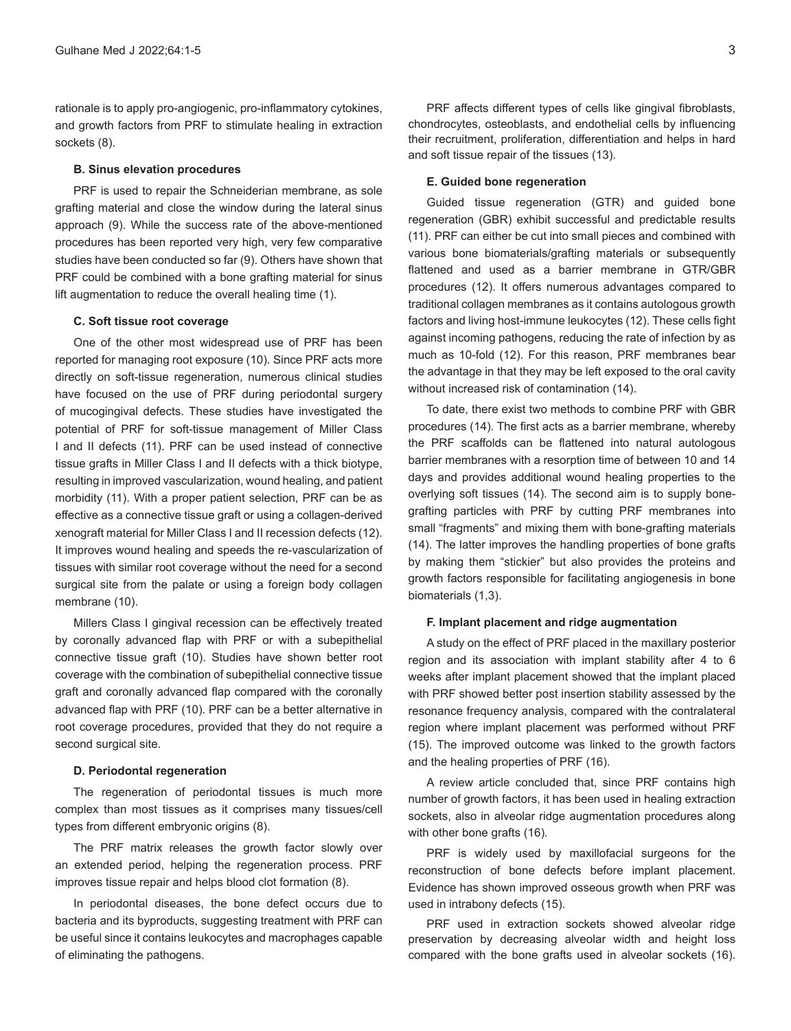rationale is to apply pro-angiogenic, pro-inflammatory cytokines, and growth factors from PRF to stimulate healing in extraction sockets (8).

#### B. Sinus elevation procedures

PRF is used to repair the Schneiderian membrane, as sole grafting material and close the window during the lateral sinus approach (9). While the success rate of the above-mentioned procedures has been reported very high, very few comparative studies have been conducted so far (9). Others have shown that PRF could be combined with a bone grafting material for sinus lift augmentation to reduce the overall healing time (1).

#### C. Soft tissue root coverage

One of the other most widespread use of PRF has been reported for managing root exposure (10). Since PRF acts more directly on soft-tissue regeneration, numerous clinical studies have focused on the use of PRF during periodontal surgery of mucogingival defects. These studies have investigated the potential of PRF for soft-tissue management of Miller Class I and II defects (11). PRF can be used instead of connective tissue grafts in Miller Class I and II defects with a thick biotype, resulting in improved vascularization, wound healing, and patient morbidity (11). With a proper patient selection, PRF can be as effective as a connective tissue graft or using a collagen-derived xenograft material for Miller Class I and II recession defects (12). It improves wound healing and speeds the re-vascularization of tissues with similar root coverage without the need for a second surgical site from the palate or using a foreign body collagen membrane (10).

Millers Class I gingival recession can be effectively treated by coronally advanced flap with PRF or with a subepithelial connective tissue graft (10). Studies have shown better root coverage with the combination of subepithelial connective tissue graft and coronally advanced flap compared with the coronally advanced flap with PRF (10). PRF can be a better alternative in root coverage procedures, provided that they do not require a second surgical site.

#### D. Periodontal regeneration

The regeneration of periodontal tissues is much more complex than most tissues as it comprises many tissues/cell types from different embryonic origins (8).

The PRF matrix releases the growth factor slowly over an extended period, helping the regeneration process. PRF improves tissue repair and helps blood clot formation (8).

In periodontal diseases, the bone defect occurs due to bacteria and its byproducts, suggesting treatment with PRF can be useful since it contains leukocytes and macrophages capable of eliminating the pathogens.

PRF affects different types of cells like gingival fibroblasts, chondrocytes, osteoblasts, and endothelial cells by influencing their recruitment, proliferation, differentiation and helps in hard and soft tissue repair of the tissues (13).

#### E. Guided bone regeneration

Guided tissue regeneration (GTR) and guided bone regeneration (GBR) exhibit successful and predictable results (11). PRF can either be cut into small pieces and combined with various bone biomaterials/grafting materials or subsequently flattened and used as a barrier membrane in GTR/GBR procedures (12). It offers numerous advantages compared to traditional collagen membranes as it contains autologous growth factors and living host-immune leukocytes (12). These cells fight against incoming pathogens, reducing the rate of infection by as much as 10-fold (12). For this reason, PRF membranes bear the advantage in that they may be left exposed to the oral cavity without increased risk of contamination (14).

To date, there exist two methods to combine PRF with GBR procedures (14). The first acts as a barrier membrane, whereby the PRF scaffolds can be flattened into natural autologous barrier membranes with a resorption time of between 10 and 14 days and provides additional wound healing properties to the overlying soft tissues (14). The second aim is to supply bone-grafting particles with PRF by cutting PRF membranes into small "fragments" and mixing them with bone-grafting materials (14). The latter improves the handling properties of bone grafts by making them "stickier" but also provides the proteins and growth factors responsible for facilitating angiogenesis in bone biomaterials (1,3).

#### F. Implant placement and ridge augmentation

A study on the effect of PRF placed in the maxillary posterior region and its association with implant stability after 4 to 6 weeks after implant placement showed that the implant placed with PRF showed better post insertion stability assessed by the resonance frequency analysis, compared with the contralateral region where implant placement was performed without PRF (15). The improved outcome was linked to the growth factors and the healing properties of PRF (16).

A review article concluded that, since PRF contains high number of growth factors, it has been used in healing extraction sockets, also in alveolar ridge augmentation procedures along with other bone grafts (16).

PRF is widely used by maxillofacial surgeons for the reconstruction of bone defects before implant placement. Evidence has shown improved osseous growth when PRF was used in intrabony defects (15).

PRF used in extraction sockets showed alveolar ridge preservation by decreasing alveolar width and height loss compared with the bone grafts used in alveolar sockets (16).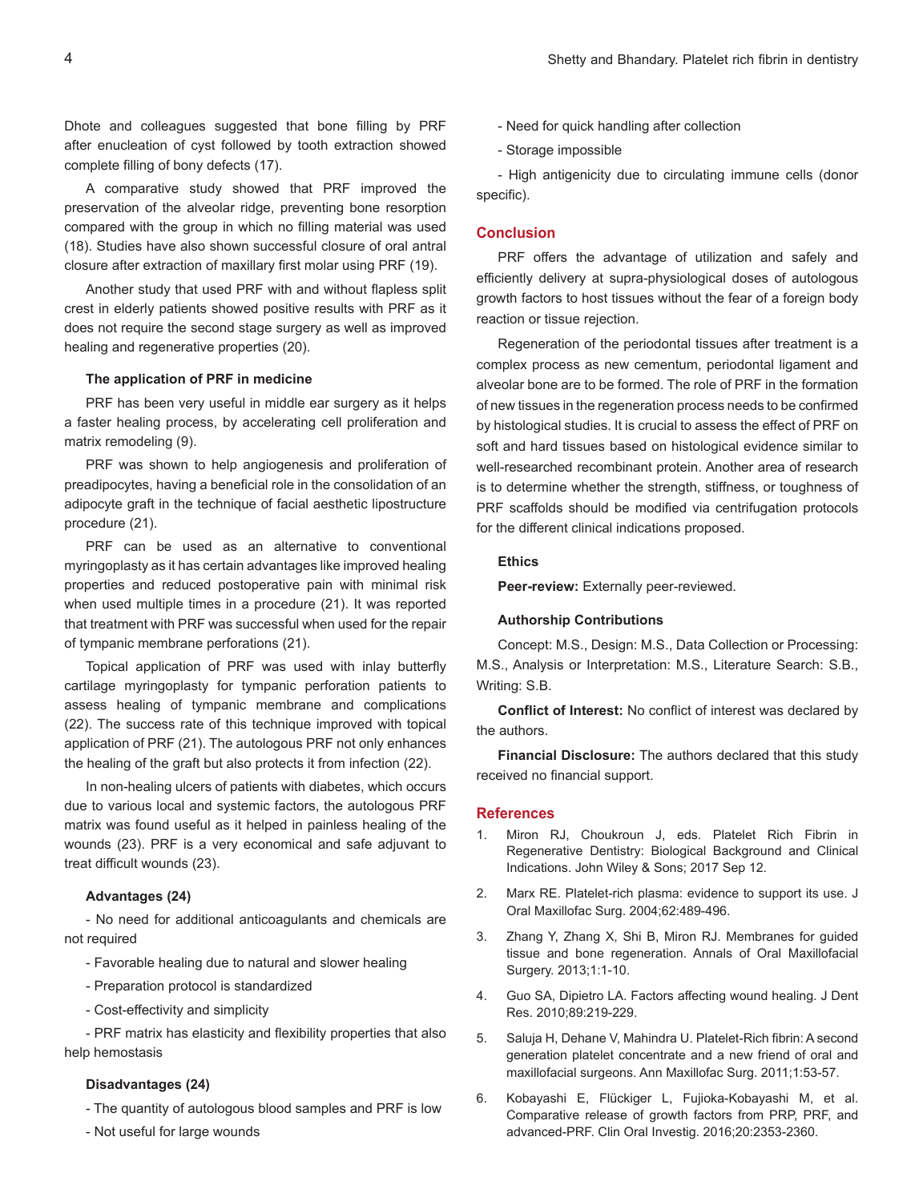Dhote and colleagues suggested that bone filling by PRF after enucleation of cyst followed by tooth extraction showed complete filling of bony defects (17).

A comparative study showed that PRF improved the preservation of the alveolar ridge, preventing bone resorption compared with the group in which no filling material was used (18). Studies have also shown successful closure of oral antral closure after extraction of maxillary first molar using PRF (19).

Another study that used PRF with and without flapless split crest in elderly patients showed positive results with PRF as it does not require the second stage surgery as well as improved healing and regenerative properties (20).

### The application of PRF in medicine

PRF has been very useful in middle ear surgery as it helps a faster healing process, by accelerating cell proliferation and matrix remodeling (9).

PRF was shown to help angiogenesis and proliferation of preadipocytes, having a beneficial role in the consolidation of an adipocyte graft in the technique of facial aesthetic lipostructure procedure (21).

PRF can be used as an alternative to conventional myringoplasty as it has certain advantages like improved healing properties and reduced postoperative pain with minimal risk when used multiple times in a procedure (21). It was reported that treatment with PRF was successful when used for the repair of tympanic membrane perforations (21).

Topical application of PRF was used with inlay butterfly cartilage myringoplasty for tympanic perforation patients to assess healing of tympanic membrane and complications (22). The success rate of this technique improved with topical application of PRF (21). The autologous PRF not only enhances the healing of the graft but also protects it from infection (22).

In non-healing ulcers of patients with diabetes, which occurs due to various local and systemic factors, the autologous PRF matrix was found useful as it helped in painless healing of the wounds (23). PRF is a very economical and safe adjuvant to treat difficult wounds (23).

### Advantages (24)

- No need for additional anticoagulants and chemicals are not required
- Favorable healing due to natural and slower healing
- Preparation protocol is standardized
- Cost-effectivity and simplicity
- PRF matrix has elasticity and flexibility properties that also help hemostasis

### Disadvantages (24)

- The quantity of autologous blood samples and PRF is low
- Not useful for large wounds
- Need for quick handling after collection
- Storage impossible
- High antigenicity due to circulating immune cells (donor specific).

## Conclusion

PRF offers the advantage of utilization and safely and efficiently delivery at supra-physiological doses of autologous growth factors to host tissues without the fear of a foreign body reaction or tissue rejection.

Regeneration of the periodontal tissues after treatment is a complex process as new cementum, periodontal ligament and alveolar bone are to be formed. The role of PRF in the formation of new tissues in the regeneration process needs to be confirmed by histological studies. It is crucial to assess the effect of PRF on soft and hard tissues based on histological evidence similar to well-researched recombinant protein. Another area of research is to determine whether the strength, stiffness, or toughness of PRF scaffolds should be modified via centrifugation protocols for the different clinical indications proposed.

### Ethics

**Peer-review:** Externally peer-reviewed.

### Authorship Contributions

Concept: M.S., Design: M.S., Data Collection or Processing: M.S., Analysis or Interpretation: M.S., Literature Search: S.B., Writing: S.B.

**Conflict of Interest:** No conflict of interest was declared by the authors.

**Financial Disclosure:** The authors declared that this study received no financial support.

## References

1. Miron RJ, Choukroun J, eds. Platelet Rich Fibrin in Regenerative Dentistry: Biological Background and Clinical Indications. John Wiley & Sons; 2017 Sep 12.
2. Marx RE. Platelet-rich plasma: evidence to support its use. J Oral Maxillofac Surg. 2004;62:489-496.
3. Zhang Y, Zhang X, Shi B, Miron RJ. Membranes for guided tissue and bone regeneration. Annals of Oral Maxillofacial Surgery. 2013;1:1-10.
4. Guo SA, Dipietro LA. Factors affecting wound healing. J Dent Res. 2010;89:219-229.
5. Saluja H, Dehane V, Mahindra U. Platelet-Rich fibrin: A second generation platelet concentrate and a new friend of oral and maxillofacial surgeons. Ann Maxillofac Surg. 2011;1:53-57.
6. Kobayashi E, Flückiger L, Fujioka-Kobayashi M, et al. Comparative release of growth factors from PRP, PRF, and advanced-PRF. Clin Oral Investig. 2016;20:2353-2360.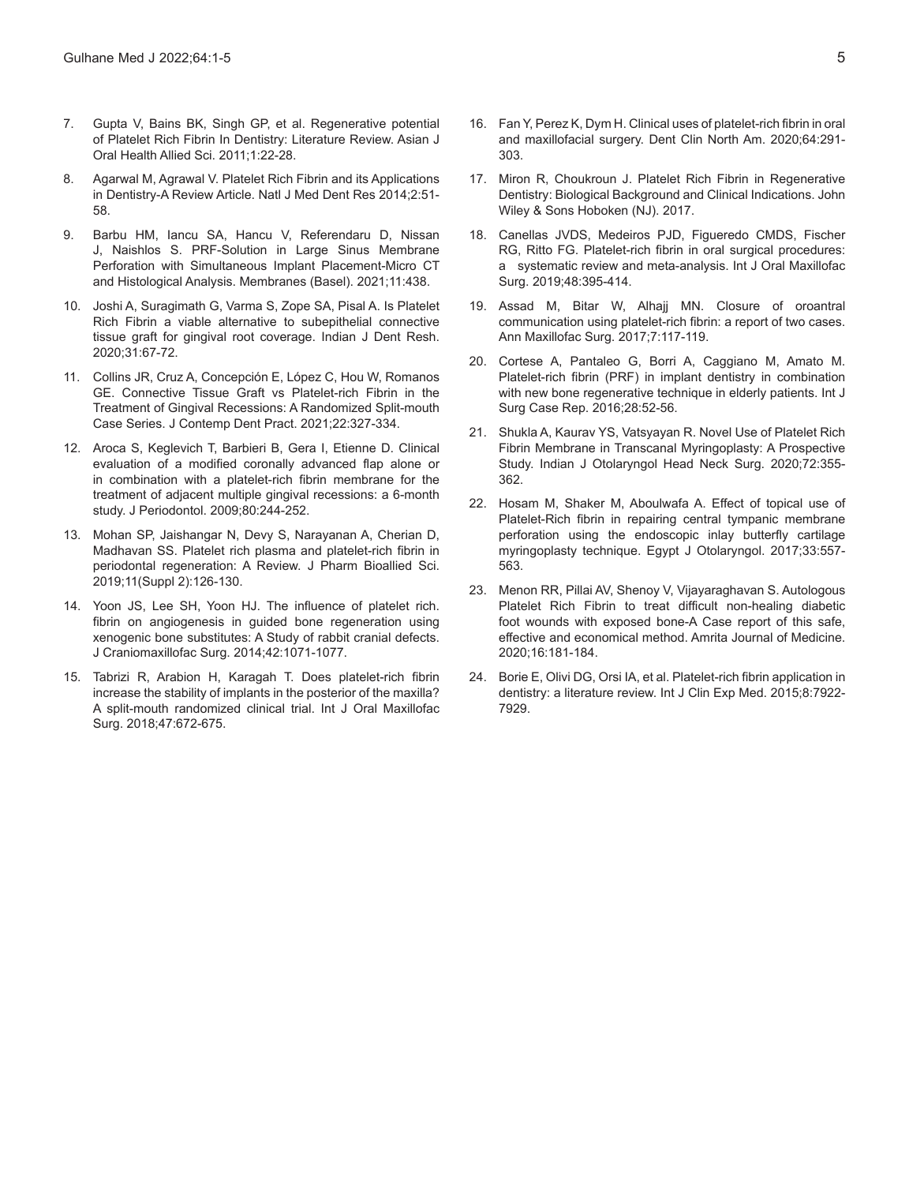7. Gupta V, Bains BK, Singh GP, et al. Regenerative potential of Platelet Rich Fibrin In Dentistry: Literature Review. Asian J Oral Health Allied Sci. 2011;1:22-28.

8. Agarwal M, Agrawal V. Platelet Rich Fibrin and its Applications in Dentistry-A Review Article. Natl J Med Dent Res 2014;2:51-58.

9. Barbu HM, Iancu SA, Hancu V, Referendaru D, Nissan J, Naishlos S. PRF-Solution in Large Sinus Membrane Perforation with Simultaneous Implant Placement-Micro CT and Histological Analysis. Membranes (Basel). 2021;11:438.

10. Joshi A, Suragimath G, Varma S, Zope SA, Pisal A. Is Platelet Rich Fibrin a viable alternative to subepithelial connective tissue graft for gingival root coverage. Indian J Dent Resh. 2020;31:67-72.

11. Collins JR, Cruz A, Concepción E, López C, Hou W, Romanos GE. Connective Tissue Graft vs Platelet-rich Fibrin in the Treatment of Gingival Recessions: A Randomized Split-mouth Case Series. J Contemp Dent Pract. 2021;22:327-334.

12. Aroca S, Keglevich T, Barbieri B, Gera I, Etienne D. Clinical evaluation of a modified coronally advanced flap alone or in combination with a platelet-rich fibrin membrane for the treatment of adjacent multiple gingival recessions: a 6-month study. J Periodontol. 2009;80:244-252.

13. Mohan SP, Jaishangar N, Devy S, Narayanan A, Cherian D, Madhavan SS. Platelet rich plasma and platelet-rich fibrin in periodontal regeneration: A Review. J Pharm Bioallied Sci. 2019;11(Suppl 2):126-130.

14. Yoon JS, Lee SH, Yoon HJ. The influence of platelet rich. fibrin on angiogenesis in guided bone regeneration using xenogenic bone substitutes: A Study of rabbit cranial defects. J Craniomaxillofac Surg. 2014;42:1071-1077.

15. Tabrizi R, Arabion H, Karagah T. Does platelet-rich fibrin increase the stability of implants in the posterior of the maxilla? A split-mouth randomized clinical trial. Int J Oral Maxillofac Surg. 2018;47:672-675.

16. Fan Y, Perez K, Dym H. Clinical uses of platelet-rich fibrin in oral and maxillofacial surgery. Dent Clin North Am. 2020;64:291-303.

17. Miron R, Choukroun J. Platelet Rich Fibrin in Regenerative Dentistry: Biological Background and Clinical Indications. John Wiley & Sons Hoboken (NJ). 2017.

18. Canellas JVDS, Medeiros PJD, Figueredo CMDS, Fischer RG, Ritto FG. Platelet-rich fibrin in oral surgical procedures: a systematic review and meta-analysis. Int J Oral Maxillofac Surg. 2019;48:395-414.

19. Assad M, Bitar W, Alhajj MN. Closure of oroantral communication using platelet-rich fibrin: a report of two cases. Ann Maxillofac Surg. 2017;7:117-119.

20. Cortese A, Pantaleo G, Borri A, Caggiano M, Amato M. Platelet-rich fibrin (PRF) in implant dentistry in combination with new bone regenerative technique in elderly patients. Int J Surg Case Rep. 2016;28:52-56.

21. Shukla A, Kaurav YS, Vatsyayan R. Novel Use of Platelet Rich Fibrin Membrane in Transcanal Myringoplasty: A Prospective Study. Indian J Otolaryngol Head Neck Surg. 2020;72:355-362.

22. Hosam M, Shaker M, Aboulwafa A. Effect of topical use of Platelet-Rich fibrin in repairing central tympanic membrane perforation using the endoscopic inlay butterfly cartilage myringoplasty technique. Egypt J Otolaryngol. 2017;33:557-563.

23. Menon RR, Pillai AV, Shenoy V, Vijayaraghavan S. Autologous Platelet Rich Fibrin to treat difficult non-healing diabetic foot wounds with exposed bone-A Case report of this safe, effective and economical method. Amrita Journal of Medicine. 2020;16:181-184.

24. Borie E, Olivi DG, Orsi IA, et al. Platelet-rich fibrin application in dentistry: a literature review. Int J Clin Exp Med. 2015;8:7922-7929.